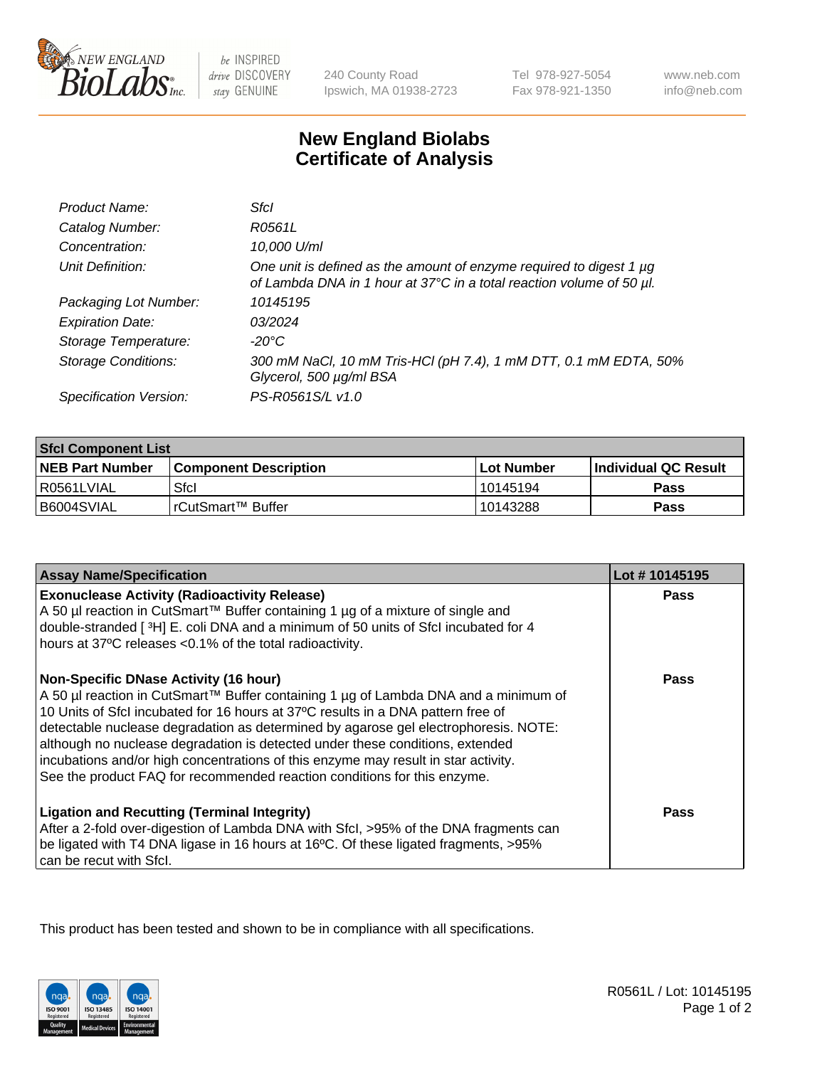# New England Biolabs
# Certificate of Analysis

| | |
|---|---|
| *Product Name:* | *SfcI* |
| *Catalog Number:* | *R0561L* |
| *Concentration:* | *10,000 U/ml* |
| *Unit Definition:* | *One unit is defined as the amount of enzyme required to digest 1 µg of Lambda DNA in 1 hour at 37°C in a total reaction volume of 50 µl.* |
| *Packaging Lot Number:* | *10145195* |
| *Expiration Date:* | *03/2024* |
| *Storage Temperature:* | *-20°C* |
| *Storage Conditions:* | *300 mM NaCl, 10 mM Tris-HCl (pH 7.4), 1 mM DTT, 0.1 mM EDTA, 50% Glycerol, 500 µg/ml BSA* |
| *Specification Version:* | *PS-R0561S/L v1.0* |

| **SfcI Component List** | | | |
|---|---|---|---|
| **NEB Part Number** | **Component Description** | **Lot Number** | **Individual QC Result** |
| R0561LVIAL | SfcI | 10145194 | **Pass** |
| B6004SVIAL | rCutSmart™ Buffer | 10143288 | **Pass** |

| **Assay Name/Specification** | **Lot # 10145195** |
|---|---|
| **Exonuclease Activity (Radioactivity Release)**<br>A 50 µl reaction in CutSmart™ Buffer containing 1 µg of a mixture of single and double-stranded [ $^3$H] E. coli DNA and a minimum of 50 units of SfcI incubated for 4 hours at 37ºC releases <0.1% of the total radioactivity. | **Pass** |
| **Non-Specific DNase Activity (16 hour)**<br>A 50 µl reaction in CutSmart™ Buffer containing 1 µg of Lambda DNA and a minimum of 10 Units of SfcI incubated for 16 hours at 37ºC results in a DNA pattern free of detectable nuclease degradation as determined by agarose gel electrophoresis. NOTE: although no nuclease degradation is detected under these conditions, extended incubations and/or high concentrations of this enzyme may result in star activity. See the product FAQ for recommended reaction conditions for this enzyme. | **Pass** |
| **Ligation and Recutting (Terminal Integrity)**<br>After a 2-fold over-digestion of Lambda DNA with SfcI, >95% of the DNA fragments can be ligated with T4 DNA ligase in 16 hours at 16ºC. Of these ligated fragments, >95% can be recut with SfcI. | **Pass** |

This product has been tested and shown to be in compliance with all specifications.

R0561L / Lot: 10145195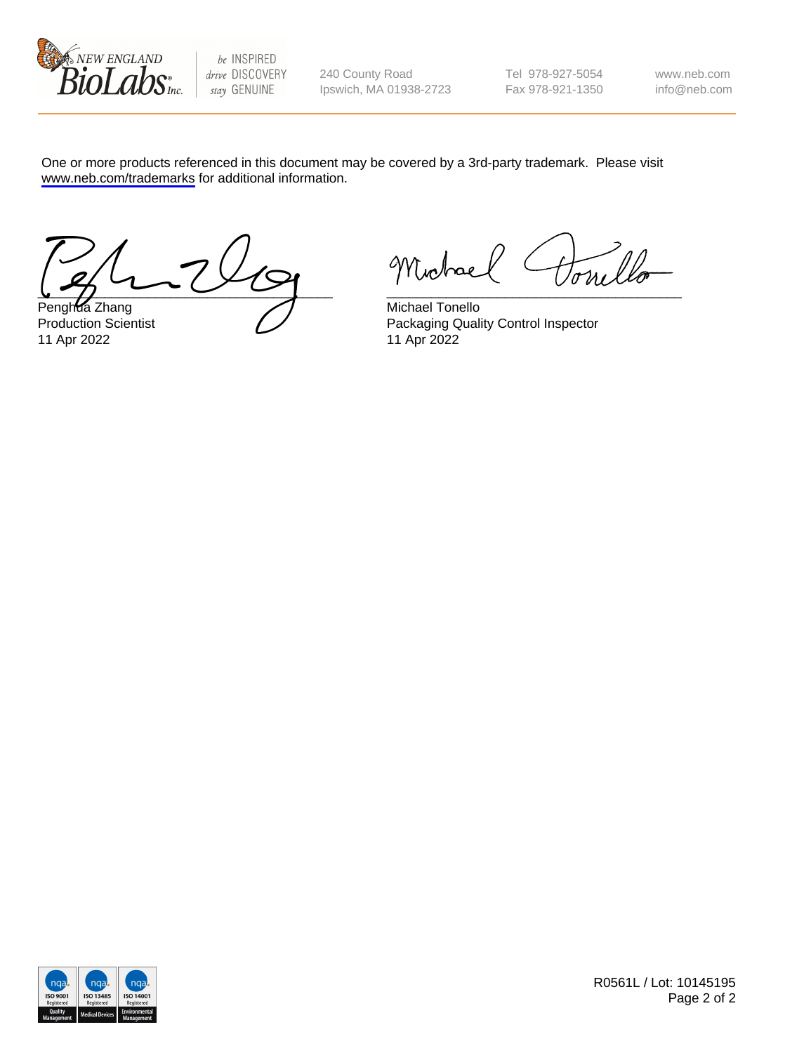One or more products referenced in this document may be covered by a 3rd-party trademark. Please visit www.neb.com/trademarks for additional information.

Penghua Zhang
Production Scientist
11 Apr 2022

Michael Tonello
Packaging Quality Control Inspector
11 Apr 2022

R0561L / Lot: 10145195